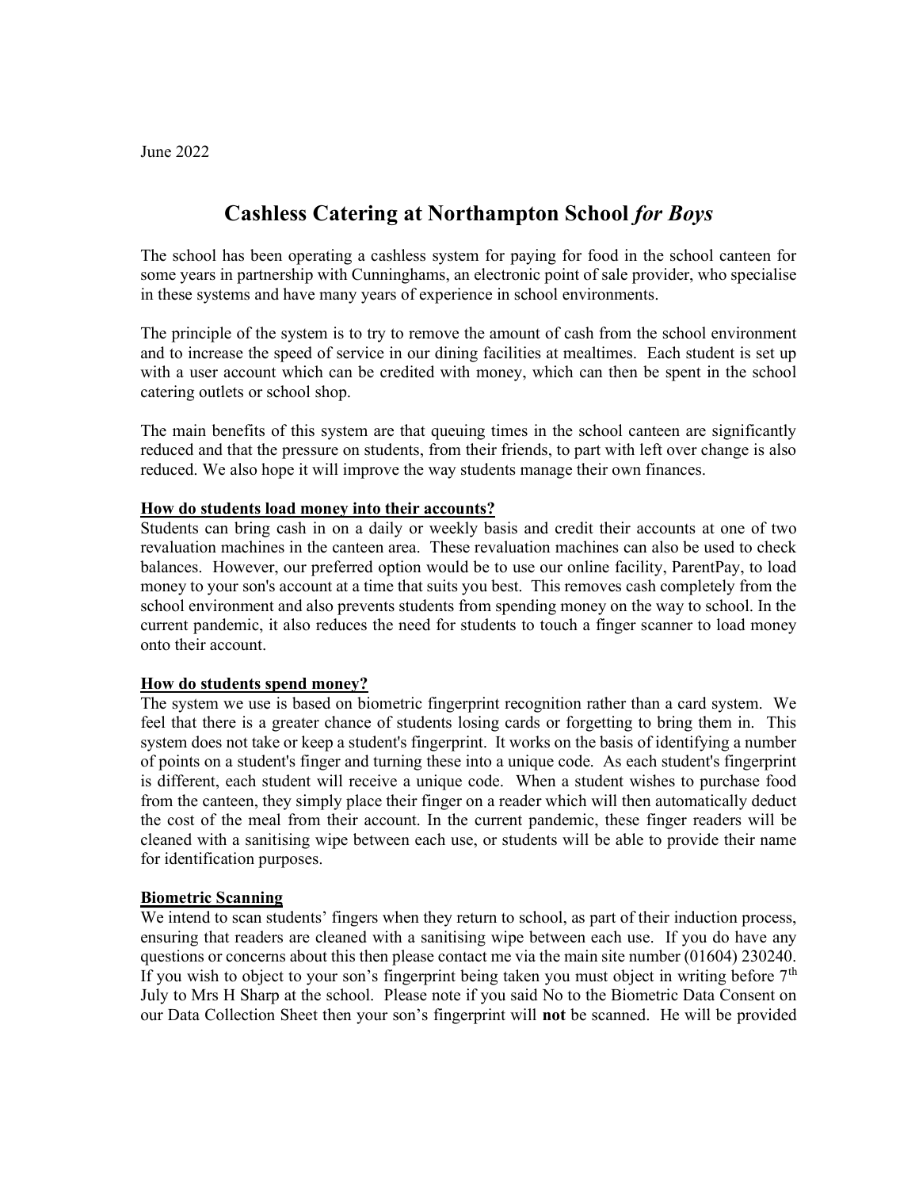June 2022

# Cashless Catering at Northampton School *for Boys*

The school has been operating a cashless system for paying for food in the school canteen for some years in partnership with Cunninghams, an electronic point of sale provider, who specialise in these systems and have many years of experience in school environments.

The principle of the system is to try to remove the amount of cash from the school environment and to increase the speed of service in our dining facilities at mealtimes. Each student is set up with a user account which can be credited with money, which can then be spent in the school catering outlets or school shop.

The main benefits of this system are that queuing times in the school canteen are significantly reduced and that the pressure on students, from their friends, to part with left over change is also reduced. We also hope it will improve the way students manage their own finances.

**How do students load money into their accounts?**

Students can bring cash in on a daily or weekly basis and credit their accounts at one of two revaluation machines in the canteen area. These revaluation machines can also be used to check balances. However, our preferred option would be to use our online facility, ParentPay, to load money to your son's account at a time that suits you best. This removes cash completely from the school environment and also prevents students from spending money on the way to school. In the current pandemic, it also reduces the need for students to touch a finger scanner to load money onto their account.

**How do students spend money?**

The system we use is based on biometric fingerprint recognition rather than a card system. We feel that there is a greater chance of students losing cards or forgetting to bring them in. This system does not take or keep a student's fingerprint. It works on the basis of identifying a number of points on a student's finger and turning these into a unique code. As each student's fingerprint is different, each student will receive a unique code. When a student wishes to purchase food from the canteen, they simply place their finger on a reader which will then automatically deduct the cost of the meal from their account. In the current pandemic, these finger readers will be cleaned with a sanitising wipe between each use, or students will be able to provide their name for identification purposes.

**Biometric Scanning**

We intend to scan students' fingers when they return to school, as part of their induction process, ensuring that readers are cleaned with a sanitising wipe between each use. If you do have any questions or concerns about this then please contact me via the main site number (01604) 230240. If you wish to object to your son's fingerprint being taken you must object in writing before 7th July to Mrs H Sharp at the school. Please note if you said No to the Biometric Data Consent on our Data Collection Sheet then your son's fingerprint will **not** be scanned. He will be provided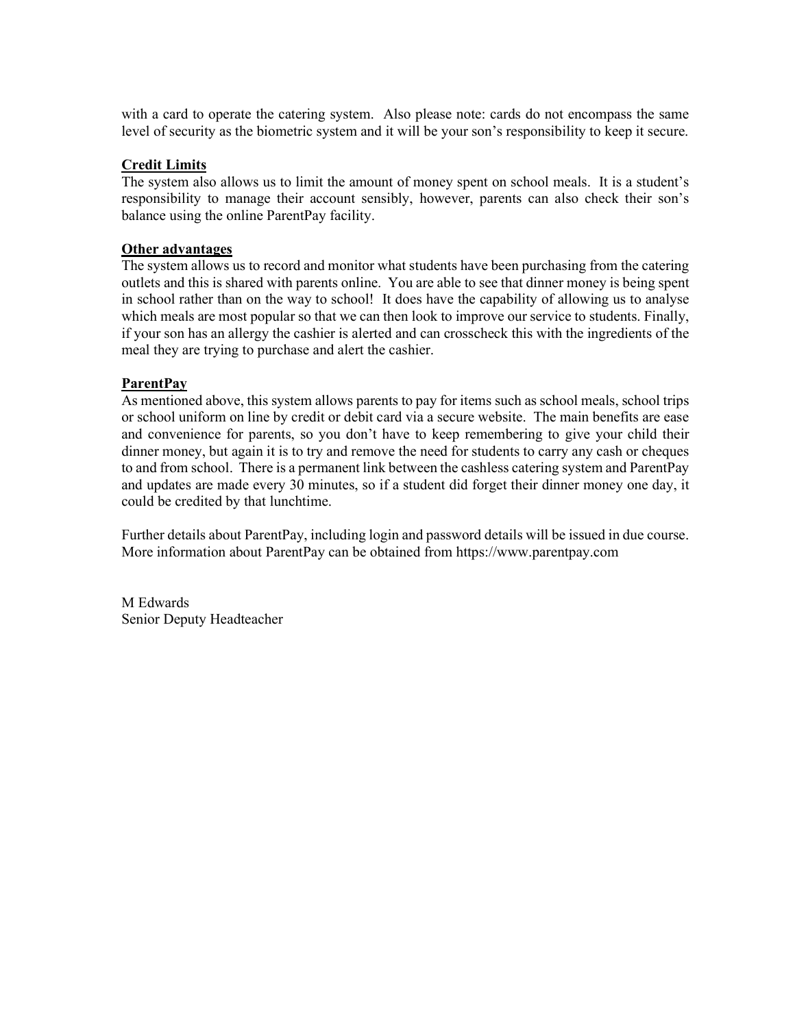with a card to operate the catering system. Also please note: cards do not encompass the same level of security as the biometric system and it will be your son's responsibility to keep it secure.

**Credit Limits**

The system also allows us to limit the amount of money spent on school meals. It is a student's responsibility to manage their account sensibly, however, parents can also check their son's balance using the online ParentPay facility.

**Other advantages**

The system allows us to record and monitor what students have been purchasing from the catering outlets and this is shared with parents online. You are able to see that dinner money is being spent in school rather than on the way to school! It does have the capability of allowing us to analyse which meals are most popular so that we can then look to improve our service to students. Finally, if your son has an allergy the cashier is alerted and can crosscheck this with the ingredients of the meal they are trying to purchase and alert the cashier.

**ParentPay**

As mentioned above, this system allows parents to pay for items such as school meals, school trips or school uniform on line by credit or debit card via a secure website. The main benefits are ease and convenience for parents, so you don't have to keep remembering to give your child their dinner money, but again it is to try and remove the need for students to carry any cash or cheques to and from school. There is a permanent link between the cashless catering system and ParentPay and updates are made every 30 minutes, so if a student did forget their dinner money one day, it could be credited by that lunchtime.

Further details about ParentPay, including login and password details will be issued in due course. More information about ParentPay can be obtained from https://www.parentpay.com

M Edwards
Senior Deputy Headteacher